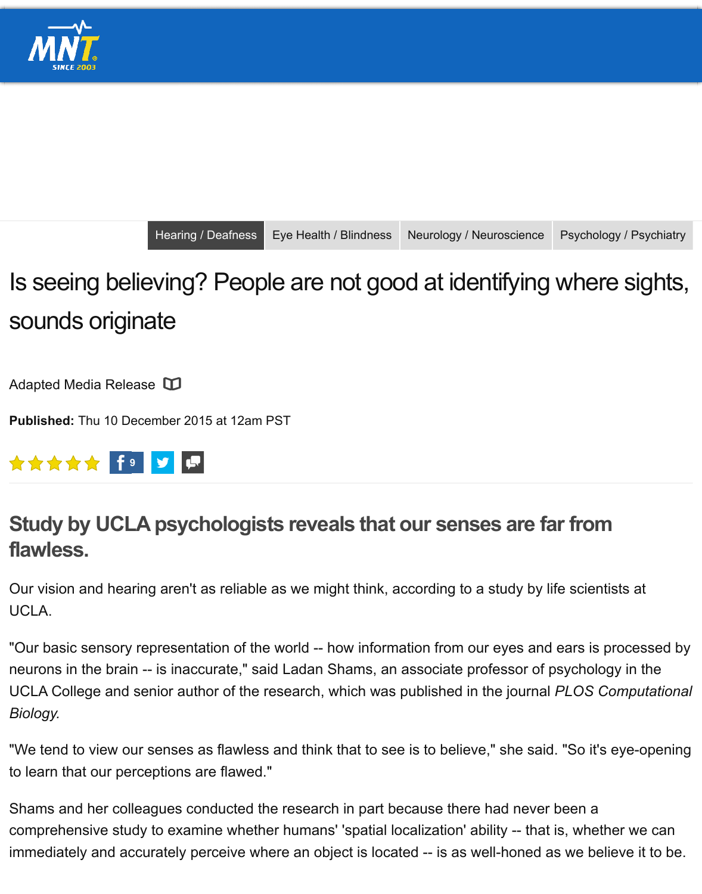Hearing / Deafness | Eye Health / Blindness | Neurology / Neuroscience | Psychology / Psychiatry

# Is seeing believing? People are not good at identifying where sights, sounds originate

Adapted Media Release

**Published:** Thu 10 December 2015 at 12am PST

## Study by UCLA psychologists reveals that our senses are far from flawless.

Our vision and hearing aren't as reliable as we might think, according to a study by life scientists at UCLA.

"Our basic sensory representation of the world -- how information from our eyes and ears is processed by neurons in the brain -- is inaccurate," said Ladan Shams, an associate professor of psychology in the UCLA College and senior author of the research, which was published in the journal *PLOS Computational Biology.*

"We tend to view our senses as flawless and think that to see is to believe," she said. "So it's eye-opening to learn that our perceptions are flawed."

Shams and her colleagues conducted the research in part because there had never been a comprehensive study to examine whether humans' 'spatial localization' ability -- that is, whether we can immediately and accurately perceive where an object is located -- is as well-honed as we believe it to be.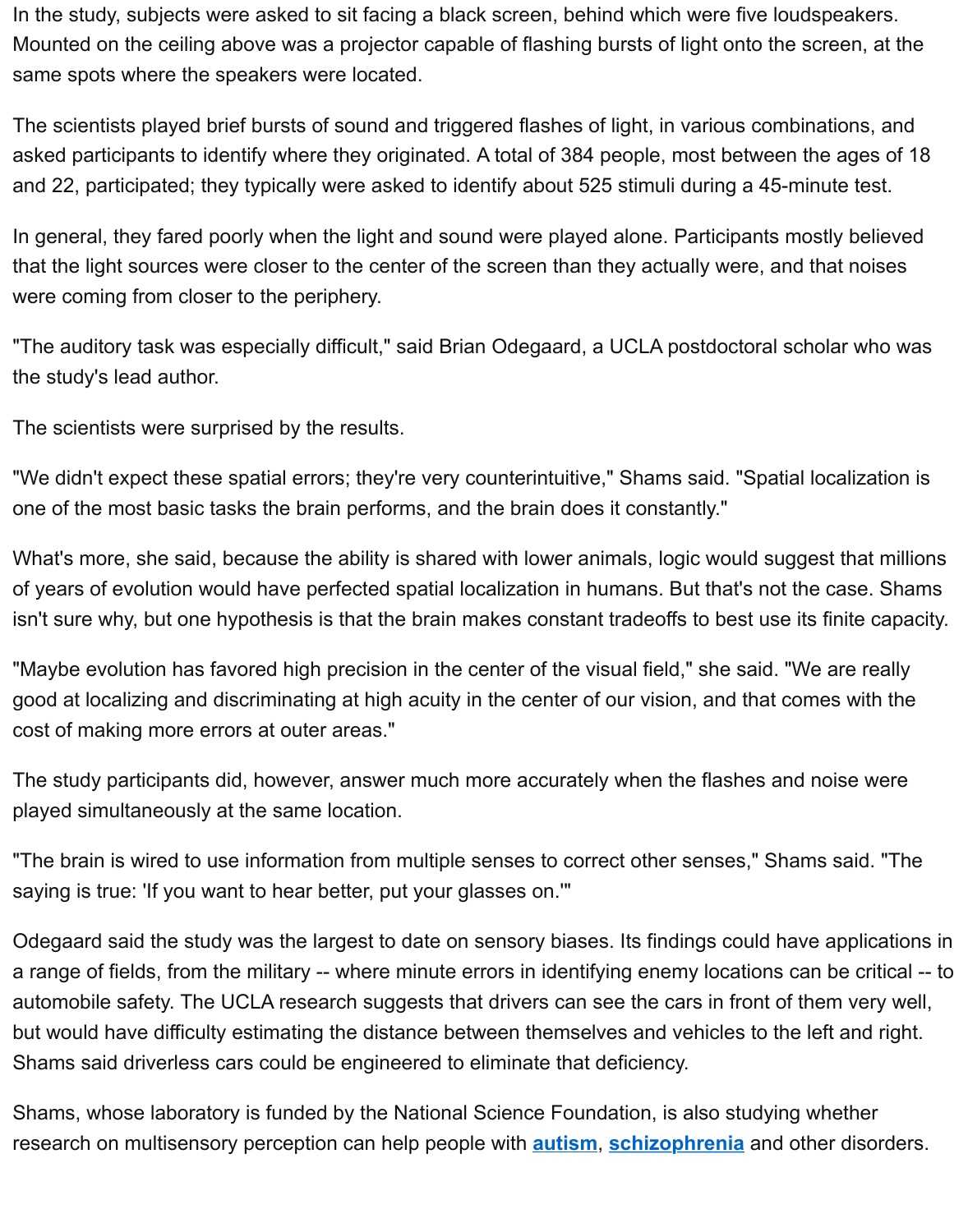In the study, subjects were asked to sit facing a black screen, behind which were five loudspeakers. Mounted on the ceiling above was a projector capable of flashing bursts of light onto the screen, at the same spots where the speakers were located.

The scientists played brief bursts of sound and triggered flashes of light, in various combinations, and asked participants to identify where they originated. A total of 384 people, most between the ages of 18 and 22, participated; they typically were asked to identify about 525 stimuli during a 45-minute test.

In general, they fared poorly when the light and sound were played alone. Participants mostly believed that the light sources were closer to the center of the screen than they actually were, and that noises were coming from closer to the periphery.

"The auditory task was especially difficult," said Brian Odegaard, a UCLA postdoctoral scholar who was the study's lead author.

The scientists were surprised by the results.

"We didn't expect these spatial errors; they're very counterintuitive," Shams said. "Spatial localization is one of the most basic tasks the brain performs, and the brain does it constantly."

What's more, she said, because the ability is shared with lower animals, logic would suggest that millions of years of evolution would have perfected spatial localization in humans. But that's not the case. Shams isn't sure why, but one hypothesis is that the brain makes constant tradeoffs to best use its finite capacity.

"Maybe evolution has favored high precision in the center of the visual field," she said. "We are really good at localizing and discriminating at high acuity in the center of our vision, and that comes with the cost of making more errors at outer areas."

The study participants did, however, answer much more accurately when the flashes and noise were played simultaneously at the same location.

"The brain is wired to use information from multiple senses to correct other senses," Shams said. "The saying is true: 'If you want to hear better, put your glasses on.'"

Odegaard said the study was the largest to date on sensory biases. Its findings could have applications in a range of fields, from the military -- where minute errors in identifying enemy locations can be critical -- to automobile safety. The UCLA research suggests that drivers can see the cars in front of them very well, but would have difficulty estimating the distance between themselves and vehicles to the left and right. Shams said driverless cars could be engineered to eliminate that deficiency.

Shams, whose laboratory is funded by the National Science Foundation, is also studying whether research on multisensory perception can help people with **autism**, **schizophrenia** and other disorders.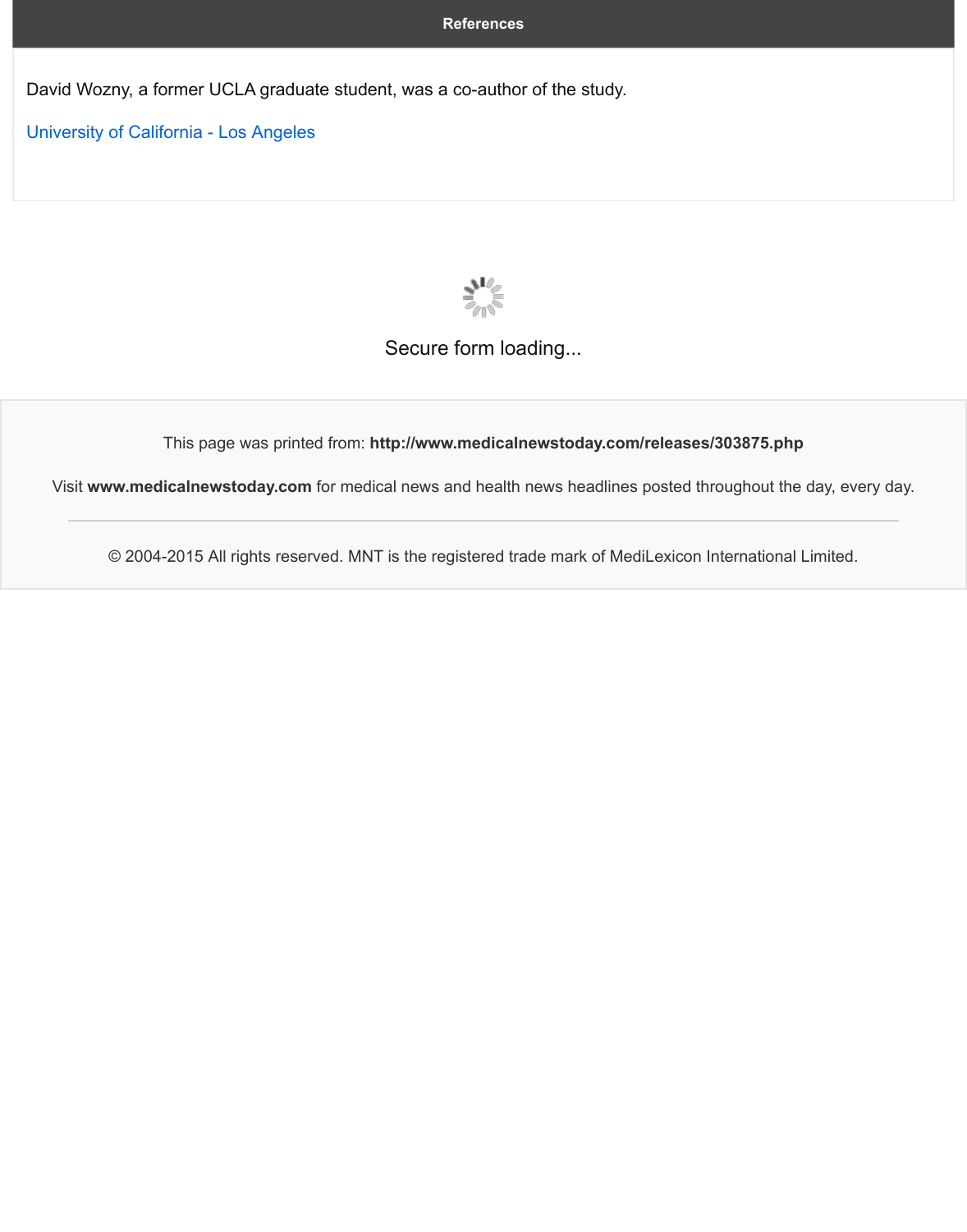## References

David Wozny, a former UCLA graduate student, was a co-author of the study.

University of California - Los Angeles

Secure form loading...

This page was printed from: **http://www.medicalnewstoday.com/releases/303875.php**

Visit **www.medicalnewstoday.com** for medical news and health news headlines posted throughout the day, every day.

© 2004-2015 All rights reserved. MNT is the registered trade mark of MediLexicon International Limited.